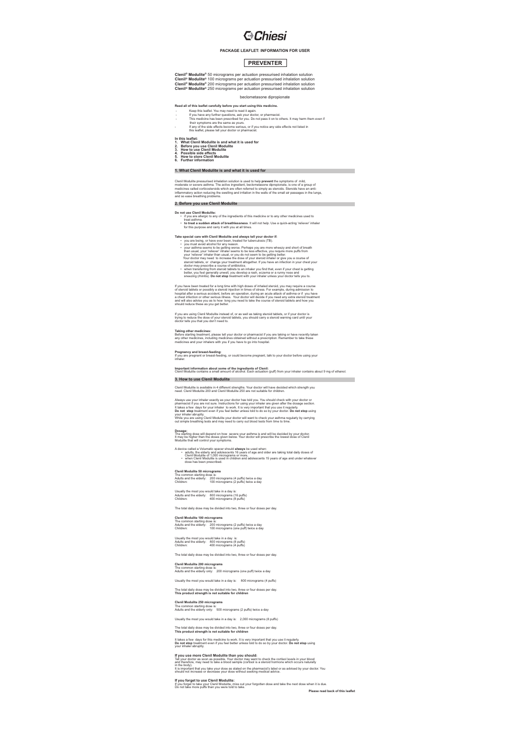Chiesi

**PACKAGE LEAFLET: INFORMATION FOR USER**

**PREVENTER**

**Clenil® Modulite®** 50 micrograms per actuation pressurised inhalation solution
**Clenil® Modulite®** 100 micrograms per actuation pressurised inhalation solution
**Clenil® Modulite®** 200 micrograms per actuation pressurised inhalation solution
**Clenil® Modulite®** 250 micrograms per actuation pressurised inhalation solution

beclometasone dipropionate

**Read all of this leaflet carefully before you start using this medicine.**

- Keep this leaflet. You may need to read it again.
- If you have any further questions, ask your doctor, or pharmacist.
- This medicine has been prescribed for you. Do not pass it on to others. It may harm them even if their symptoms are the same as yours.
- If any of the side effects become serious, or if you notice any side effects not listed in this leaflet, please tell your doctor or pharmacist.

**In this leaflet:**
1. **What Clenil Modulite is and what it is used for**
2. **Before you use Clenil Modulite**
3. **How to use Clenil Modulite**
4. **Possible side effects**
5. **How to store Clenil Modulite**
6. **Further information**

## 1. What Clenil Modulite is and what it is used for

Clenil Modulite pressurised inhalation solution is used to help **prevent** the symptoms of mild, moderate or severe asthma. The active ingredient, beclometasone dipropionate, is one of a group of medicines called corticosteroids which are often referred to simply as steroids. Steroids have an anti-inflammatory action reducing the swelling and irritation in the walls of the small air passages in the lungs, and so ease breathing problems.

## 2. Before you use Clenil Modulite

**Do not use Clenil Modulite:**
- if you are allergic to any of the ingredients of this medicine or to any other medicines used to treat asthma.
- **to treat a sudden attack of breathlessness**. It will not help. Use a quick-acting 'reliever' inhaler for this purpose and carry it with you at all times.

**Take special care with Clenil Modulite and always tell your doctor if:**
- you are being, or have ever been, treated for tuberculosis (TB).
- you must avoid alcohol for any reason.
- your asthma seems to be getting worse. Perhaps you are more wheezy and short of breath than usual, your 'reliever' inhaler seems to be less effective, you require more puffs from your 'reliever' inhaler than usual, or you do not seem to be getting better. Your doctor may need to increase the dose of your steroid inhaler or give you a course of steroid tablets, or change your treatment altogether. If you have an infection in your chest your doctor may prescribe a course of antibiotics.
- when transferring from steroid tablets to an inhaler you find that, even if your chest is getting better, you feel generally unwell, you develop a rash, eczema or a runny nose and sneezing (rhinitis). **Do not stop** treatment with your inhaler unless your doctor tells you to.

If you have been treated for a long time with high doses of inhaled steroid, you may require a course of steroid tablets or possibly a steroid injection in times of stress. For example, during admission to hospital after a serious accident, before an operation, during an acute attack of asthma or if you have a chest infection or other serious illness. Your doctor will decide if you need any extra steroid treatment and will also advise you as to how long you need to take the course of steroid tablets and how you should reduce these as you get better.

If you are using Clenil Modulite instead of, or as well as taking steroid tablets, or if your doctor is trying to reduce the dose of your steroid tablets, you should carry a steroid warning card until your doctor tells you that you don't need to.

**Taking other medicines:**
Before starting treatment, please tell your doctor or pharmacist if you are taking or have recently taken any other medicines, including medicines obtained without a prescription. Remember to take these medicines and your inhalers with you if you have to go into hospital.

**Pregnancy and breast-feeding:**
If you are pregnant or breast-feeding, or could become pregnant, talk to your doctor before using your inhaler.

**Important information about some of the ingredients of Clenil:**
Clenil Modulite contains a small amount of alcohol. Each actuation (puff) from your inhaler contains about 9 mg of ethanol.

## 3. How to use Clenil Modulite

Clenil Modulite is available in 4 different strengths. Your doctor will have decided which strength you need. Clenil Modulite 200 and Clenil Modulite 250 are not suitable for children.

Always use your inhaler exactly as your doctor has told you. You should check with your doctor or pharmacist if you are not sure. Instructions for using your inhaler are given after the dosage section. It takes a few days for your inhaler to work. It is very important that you use it regularly.
**Do not stop** treatment even if you feel better unless told to do so by your doctor. **Do not stop** using your inhaler abruptly.
While you are using Clenil Modulite your doctor will want to check your asthma regularly by carrying out simple breathing tests and may need to carry out blood tests from time to time.

**Dosage:**
The starting dose will depend on how severe your asthma is and will be decided by your doctor. It may be higher than the doses given below. Your doctor will prescribe the lowest dose of Clenil Modulite that will control your symptoms.

A device called a Volumatic spacer should **always** be used when:
- adults, the elderly and adolescents 16 years of age and older are taking total daily doses of Clenil Modulite of 1,000 micrograms or more,
- when Clenil Modulite is used in children and adolescents 15 years of age and under whatever dose has been prescribed.

**Clenil Modulite 50 micrograms**
The common starting dose is:
Adults and the elderly: 200 micrograms (4 puffs) twice a day
Children: 100 micrograms (2 puffs) twice a day

Usually the most you would take in a day is:
Adults and the elderly: 800 micrograms (16 puffs)
Children: 400 micrograms (8 puffs)

The total daily dose may be divided into two, three or four doses per day.

**Clenil Modulite 100 micrograms**
The common starting dose is:
Adults and the elderly: 200 micrograms (2 puffs) twice a day
Children: 100 micrograms (one puff) twice a day

Usually the most you would take in a day is:
Adults and the elderly: 800 micrograms (8 puffs)
Children: 400 micrograms (4 puffs)

The total daily dose may be divided into two, three or four doses per day.

**Clenil Modulite 200 micrograms**
The common starting dose is:
Adults and the elderly only: 200 micrograms (one puff) twice a day

Usually the most you would take in a day is: 800 micrograms (4 puffs)

The total daily dose may be divided into two, three or four doses per day.
**This product strength is not suitable for children**

**Clenil Modulite 250 micrograms**
The common starting dose is:
Adults and the elderly only: 500 micrograms (2 puffs) twice a day

Usually the most you would take in a day is: 2,000 micrograms (8 puffs)

The total daily dose may be divided into two, three or four doses per day.
**This product strength is not suitable for children**

It takes a few days for this medicine to work. It is very important that you use it regularly.
**Do not stop** treatment even if you feel better unless told to do so by your doctor. **Do not stop** using your inhaler abruptly.

**If you use more Clenil Modulite than you should:**
Tell your doctor as soon as possible. Your doctor may want to check the cortisol levels in your blood and therefore, may need to take a blood sample (cortisol is a steroid hormone which occurs naturally in the body).
It is important that you take your dose as stated on the pharmacist's label or as advised by your doctor. You should not increase or decrease your dose without seeking medical advice.

**If you forget to use Clenil Modulite:**
If you forget to take your Clenil Modulite, miss out your forgotten dose and take the next dose when it is due. Do not take more puffs than you were told to take.

**Please read back of this leaflet**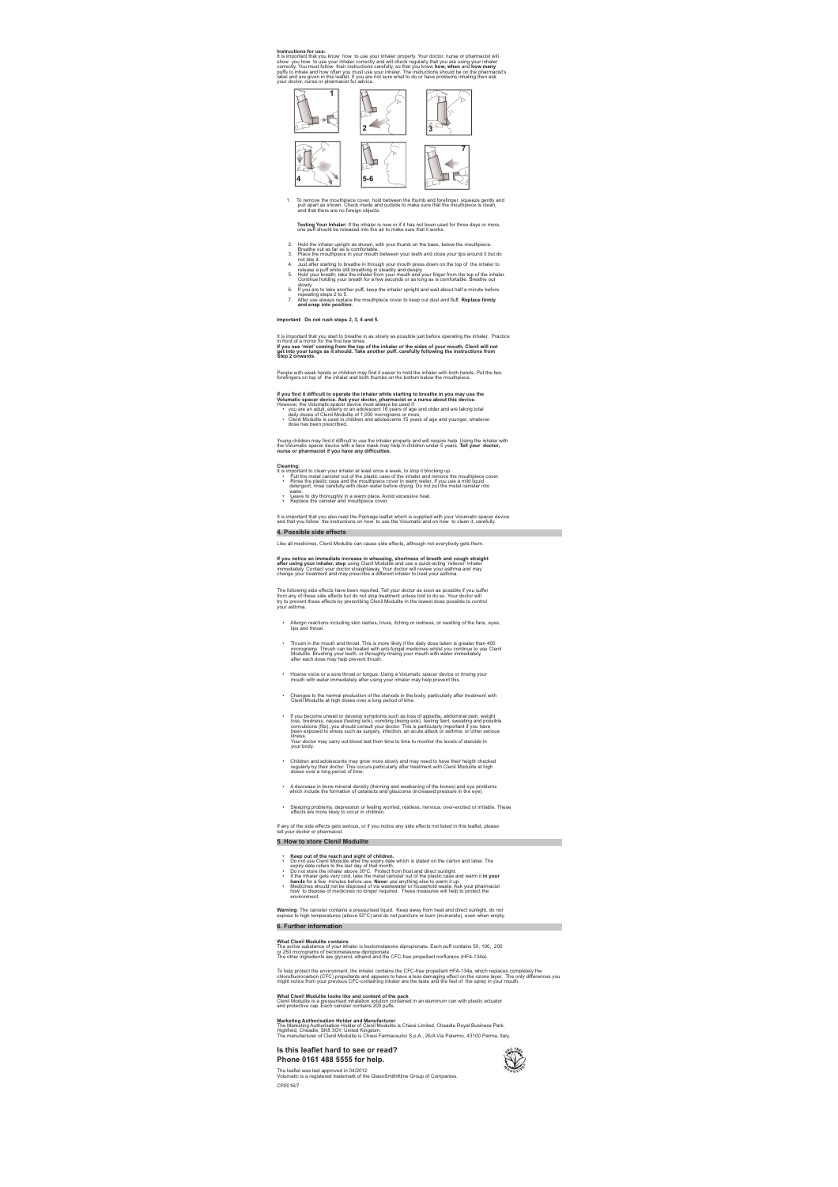**Instructions for use:**
It is important that you know how to use your inhaler properly. Your doctor, nurse or pharmacist will show you how to use your inhaler correctly and will check regularly that you are using your inhaler correctly. You must follow their instructions carefully, so that you know **how, when** and **how many** puffs to inhale and how often you must use your inhaler. The instructions should be on the pharmacist's label and are given in this leaflet. If you are not sure what to do or have problems inhaling then ask your doctor, nurse or pharmacist for advice.

1 2 3

4 5-6 7

1. To remove the mouthpiece cover, hold between the thumb and forefinger, squeeze gently and pull apart as shown. Check inside and outside to make sure that the mouthpiece is clean, and that there are no foreign objects.

   **Testing Your Inhaler:** If the inhaler is new or if it has not been used for three days or more, one puff should be released into the air to make sure that it works.

2. Hold the inhaler upright as shown, with your thumb on the base, below the mouthpiece. Breathe out as far as is comfortable.
3. Place the mouthpiece in your mouth between your teeth and close your lips around it but do not bite it.
4. Just after starting to breathe in through your mouth press down on the top of the inhaler to release a puff while still breathing in steadily and deeply.
5. Hold your breath; take the inhaler from your mouth and your finger from the top of the inhaler. Continue holding your breath for a few seconds or as long as is comfortable. Breathe out slowly.
6. If you are to take another puff, keep the inhaler upright and wait about half a minute before repeating steps 2 to 5.
7. After use always replace the mouthpiece cover to keep out dust and fluff. **Replace firmly and snap into position.**

**Important: Do not rush steps 2, 3, 4 and 5.**

It is important that you start to breathe in as slowly as possible just before operating the inhaler. Practice in front of a mirror for the first few times.
**If you see 'mist' coming from the top of the inhaler or the sides of your mouth, Clenil will not get into your lungs as it should. Take another puff, carefully following the instructions from Step 2 onwards.**

People with weak hands or children may find it easier to hold the inhaler with both hands. Put the two forefingers on top of the inhaler and both thumbs on the bottom below the mouthpiece.

**If you find it difficult to operate the inhaler while starting to breathe in you may use the Volumatic spacer device. Ask your doctor, pharmacist or a nurse about this device.**
However, the Volumatic spacer device must always be used if:

- you are an adult, elderly or an adolescent 16 years of age and older and are taking total daily doses of Clenil Modulite of 1,000 micrograms or more,
- Clenil Modulite is used in children and adolescents 15 years of age and younger, whatever dose has been prescribed.

Young children may find it difficult to use the inhaler properly and will require help. Using the inhaler with the Volumatic spacer device with a face mask may help in children under 5 years. **Tell your doctor, nurse or pharmacist if you have any difficulties**.

**Cleaning:**
It is important to clean your inhaler at least once a week, to stop it blocking up.

- Pull the metal canister out of the plastic case of the inhaler and remove the mouthpiece cover.
- Rinse the plastic case and the mouthpiece cover in warm water. If you use a mild liquid detergent, rinse carefully with clean water before drying. Do not put the metal canister into water.
- Leave to dry thoroughly in a warm place. Avoid excessive heat.
- Replace the canister and mouthpiece cover.

It is important that you also read the Package leaflet which is supplied with your Volumatic spacer device and that you follow the instructions on how to use the Volumatic and on how to clean it, carefully.

## 4. Possible side effects

Like all medicines, Clenil Modulite can cause side effects, although not everybody gets them.

**If you notice an immediate increase in wheezing, shortness of breath and cough straight after using your inhaler, stop** using Clenil Modulite and use a quick-acting 'reliever' inhaler immediately. Contact your doctor straightaway. Your doctor will review your asthma and may change your treatment and may prescribe a different inhaler to treat your asthma.

The following side effects have been reported. Tell your doctor as soon as possible if you suffer from any of these side effects but do not stop treatment unless told to do so. Your doctor will try to prevent these effects by prescribing Clenil Modulite in the lowest dose possible to control your asthma.

- Allergic reactions including skin rashes, hives, itching or redness, or swelling of the face, eyes, lips and throat.
- Thrush in the mouth and throat. This is more likely if the daily dose taken is greater than 400 micrograms. Thrush can be treated with anti-fungal medicines whilst you continue to use Clenil Modulite. Brushing your teeth, or throughly rinsing your mouth with water immediately after each dose may help prevent thrush.
- Hoarse voice or a sore throat or tongue. Using a Volumatic spacer device or rinsing your mouth with water immediately after using your inhaler may help prevent this.
- Changes to the normal production of the steroids in the body, particularly after treatment with Clenil Modulite at high doses over a long period of time.
- If you become unwell or develop symptoms such as loss of appetite, abdominal pain, weight loss, tiredness, nausea (feeling sick), vomiting (being sick), feeling faint, sweating and possible convulsions (fits), you should consult your doctor. This is particularly important if you have been exposed to stress such as surgery, infection, an acute attack or asthma, or other serious illness.
  Your doctor may carry out blood test from time to time to monitor the levels of steroids in your body.
- Children and adolescents may grow more slowly and may need to have their height checked regularly by their doctor. This occurs particularly after treatment with Clenil Modulite at high doses over a long period of time.
- A decrease in bone mineral density (thinning and weakening of the bones) and eye problems which include the formation of cataracts and glaucoma (increased pressure in the eye).
- Sleeping problems, depression or feeling worried, restless, nervous, over-excited or irritable. These effects are more likely to occur in children.

If any of the side effects gets serious, or if you notice any side effects not listed in this leaflet, please tell your doctor or pharmacist.

## 5. How to store Clenil Modulite

- **Keep out of the reach and sight of children.**
- Do not use Clenil Modulite after the expiry date which is stated on the carton and label. The expiry date refers to the last day of that month.
- Do not store the inhaler above 30°C. Protect from frost and direct sunlight.
- If the inhaler gets very cold, take the metal canister out of the plastic case and warm it **in your hands** for a few minutes before use. **Never** use anything else to warm it up.
- Medicines should not be disposed of via wastewater or household waste. Ask your pharmacist how to dispose of medicines no longer required. These measures will help to protect the environment.

**Warning**: The canister contains a pressurised liquid. Keep away from heat and direct sunlight, do not expose to high temperatures (above 50°C) and do not puncture or burn (incinerate), even when empty.

## 6. Further information

**What Clenil Modulite contains**
The active substance of your inhaler is beclometasone dipropionate. Each puff contains 50, 100, 200 or 250 micrograms of beclometasone dipropionate.
The other ingredients are glycerol, ethanol and the CFC-free propellant norflurane (HFA-134a).

To help protect the environment, the inhaler contains the CFC-free propellant HFA-134a, which replaces completely the chlorofluorocarbon (CFC) propellants and appears to have a less damaging effect on the ozone layer. The only differences you might notice from your previous CFC-containing inhaler are the taste and the feel of the spray in your mouth.

**What Clenil Modulite looks like and content of the pack**
Clenil Modulite is a pressurised inhalation solution contained in an aluminum can with plastic actuator and protective cap. Each canister contains 200 puffs.

**Marketing Authorisation Holder and Manufacturer**
The Marketing Authorisation Holder of Clenil Modulite is Chiesi Limited, Cheadle Royal Business Park, Highfield, Cheadle, SK8 3GY, United Kingdom.
The manufacturer of Clenil Modulite is Chiesi Farmaceutici S.p.A., 26/A Via Palermo, 43100 Parma, Italy.

## Is this leaflet hard to see or read?
## Phone 0161 488 5555 for help.

The leaflet was last approved in 04/2012
Volumatic is a registered trademark of the GlaxoSmithKline Group of Companies.

CP0016/7